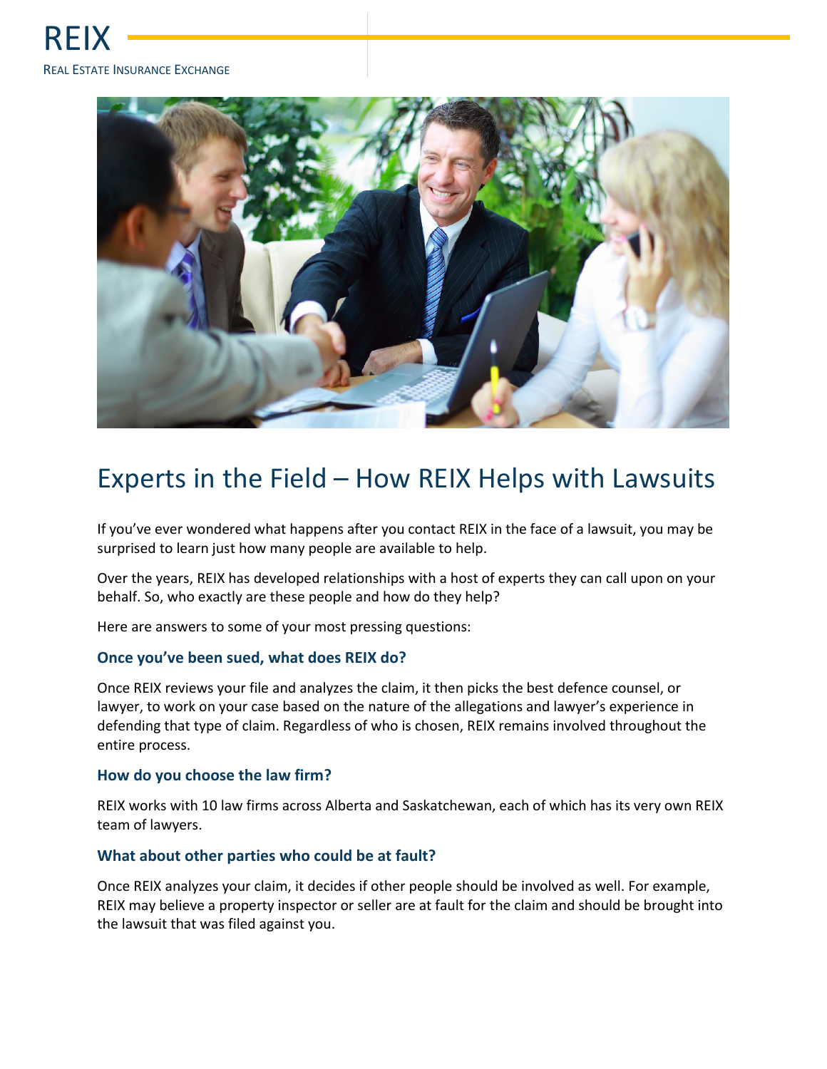REIX

REAL ESTATE INSURANCE EXCHANGE

# Experts in the Field – How REIX Helps with Lawsuits

If you've ever wondered what happens after you contact REIX in the face of a lawsuit, you may be surprised to learn just how many people are available to help.

Over the years, REIX has developed relationships with a host of experts they can call upon on your behalf. So, who exactly are these people and how do they help?

Here are answers to some of your most pressing questions:

### Once you've been sued, what does REIX do?

Once REIX reviews your file and analyzes the claim, it then picks the best defence counsel, or lawyer, to work on your case based on the nature of the allegations and lawyer's experience in defending that type of claim. Regardless of who is chosen, REIX remains involved throughout the entire process.

### How do you choose the law firm?

REIX works with 10 law firms across Alberta and Saskatchewan, each of which has its very own REIX team of lawyers.

### What about other parties who could be at fault?

Once REIX analyzes your claim, it decides if other people should be involved as well. For example, REIX may believe a property inspector or seller are at fault for the claim and should be brought into the lawsuit that was filed against you.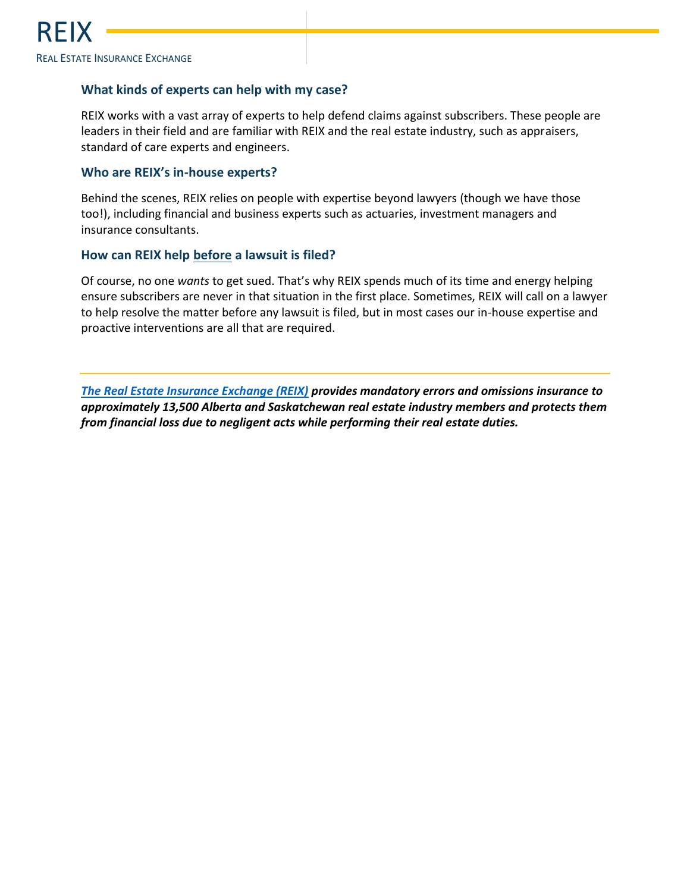### What kinds of experts can help with my case?

REIX works with a vast array of experts to help defend claims against subscribers. These people are leaders in their field and are familiar with REIX and the real estate industry, such as appraisers, standard of care experts and engineers.

### Who are REIX's in-house experts?

Behind the scenes, REIX relies on people with expertise beyond lawyers (though we have those too!), including financial and business experts such as actuaries, investment managers and insurance consultants.

### How can REIX help before a lawsuit is filed?

Of course, no one *wants* to get sued. That's why REIX spends much of its time and energy helping ensure subscribers are never in that situation in the first place. Sometimes, REIX will call on a lawyer to help resolve the matter before any lawsuit is filed, but in most cases our in-house expertise and proactive interventions are all that are required.

---

***The Real Estate Insurance Exchange (REIX) provides mandatory errors and omissions insurance to approximately 13,500 Alberta and Saskatchewan real estate industry members and protects them from financial loss due to negligent acts while performing their real estate duties.***